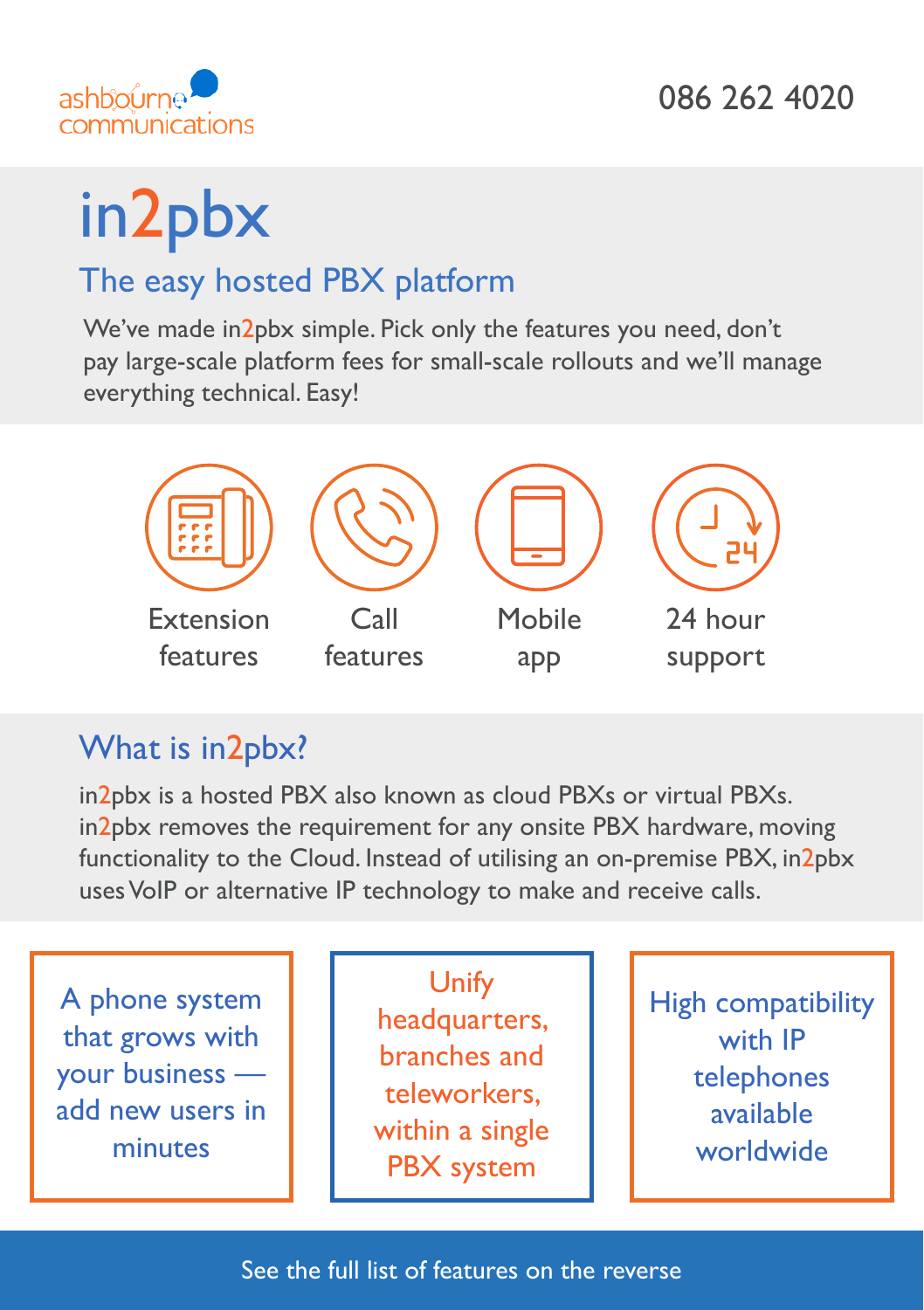ashbourne communications

086 262 4020

# in2pbx

## The easy hosted PBX platform

We've made in2pbx simple. Pick only the features you need, don't pay large-scale platform fees for small-scale rollouts and we'll manage everything technical. Easy!

- Extension features
- Call features
- Mobile app
- 24 hour support

## What is in2pbx?

in2pbx is a hosted PBX also known as cloud PBXs or virtual PBXs. in2pbx removes the requirement for any onsite PBX hardware, moving functionality to the Cloud. Instead of utilising an on-premise PBX, in2pbx uses VoIP or alternative IP technology to make and receive calls.

A phone system that grows with your business — add new users in minutes

Unify headquarters, branches and teleworkers, within a single PBX system

High compatibility with IP telephones available worldwide

See the full list of features on the reverse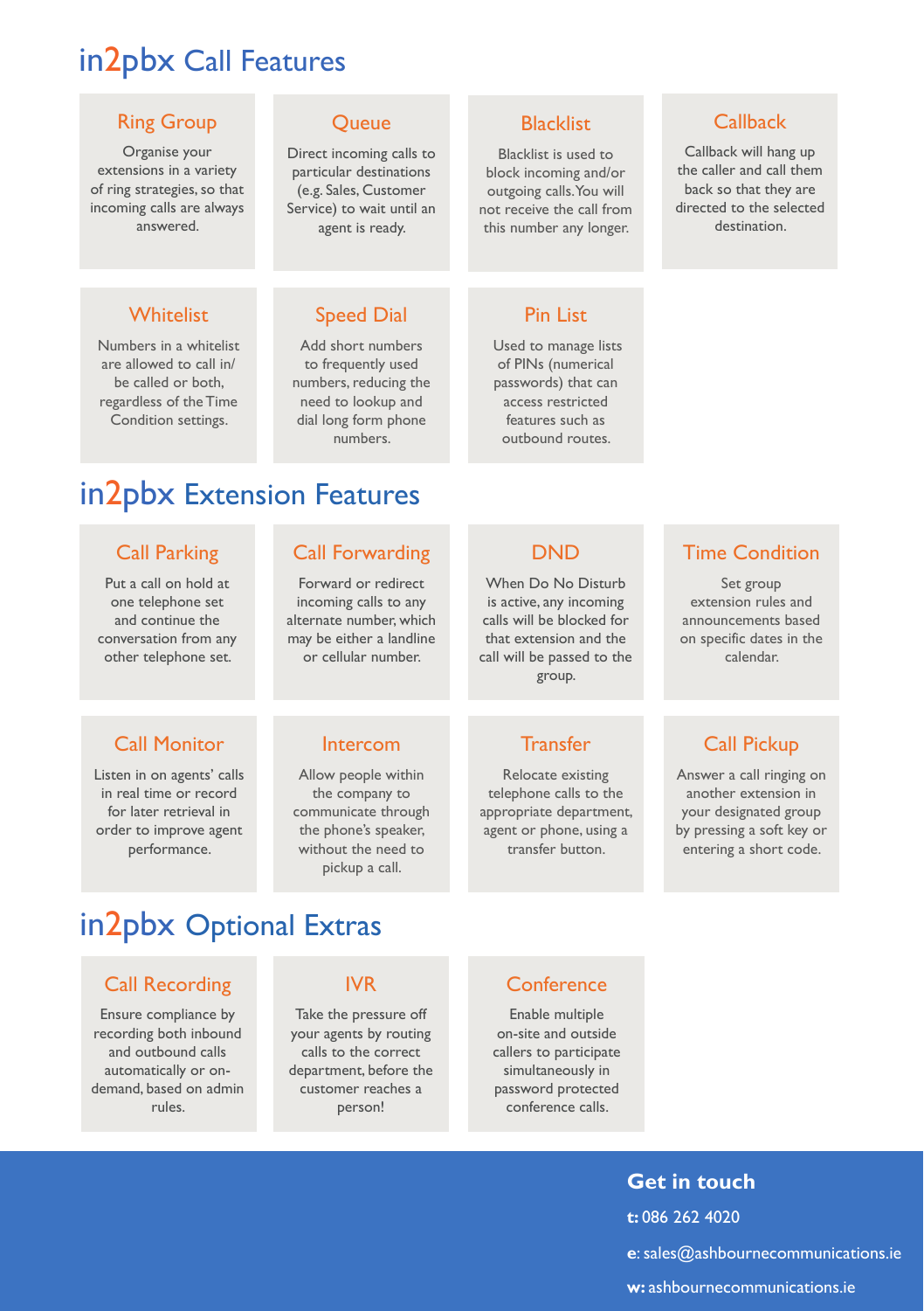## in2pbx Call Features

### Ring Group

Organise your extensions in a variety of ring strategies, so that incoming calls are always answered.

### Queue

Direct incoming calls to particular destinations (e.g. Sales, Customer Service) to wait until an agent is ready.

### Blacklist

Blacklist is used to block incoming and/or outgoing calls. You will not receive the call from this number any longer.

### Callback

Callback will hang up the caller and call them back so that they are directed to the selected destination.

### Whitelist

Numbers in a whitelist are allowed to call in/ be called or both, regardless of the Time Condition settings.

### Speed Dial

Add short numbers to frequently used numbers, reducing the need to lookup and dial long form phone numbers.

### Pin List

Used to manage lists of PINs (numerical passwords) that can access restricted features such as outbound routes.

## in2pbx Extension Features

### Call Parking

Put a call on hold at one telephone set and continue the conversation from any other telephone set.

### Call Forwarding

Forward or redirect incoming calls to any alternate number, which may be either a landline or cellular number.

### DND

When Do No Disturb is active, any incoming calls will be blocked for that extension and the call will be passed to the group.

### Time Condition

Set group extension rules and announcements based on specific dates in the calendar.

### Call Monitor

Listen in on agents' calls in real time or record for later retrieval in order to improve agent performance.

### Intercom

Allow people within the company to communicate through the phone's speaker, without the need to pickup a call.

### Transfer

Relocate existing telephone calls to the appropriate department, agent or phone, using a transfer button.

### Call Pickup

Answer a call ringing on another extension in your designated group by pressing a soft key or entering a short code.

## in2pbx Optional Extras

### Call Recording

Ensure compliance by recording both inbound and outbound calls automatically or on-demand, based on admin rules.

### IVR

Take the pressure off your agents by routing calls to the correct department, before the customer reaches a person!

### Conference

Enable multiple on-site and outside callers to participate simultaneously in password protected conference calls.

**Get in touch**

**t:** 086 262 4020

**e:** sales@ashbournecommunications.ie

**w:** ashbournecommunications.ie